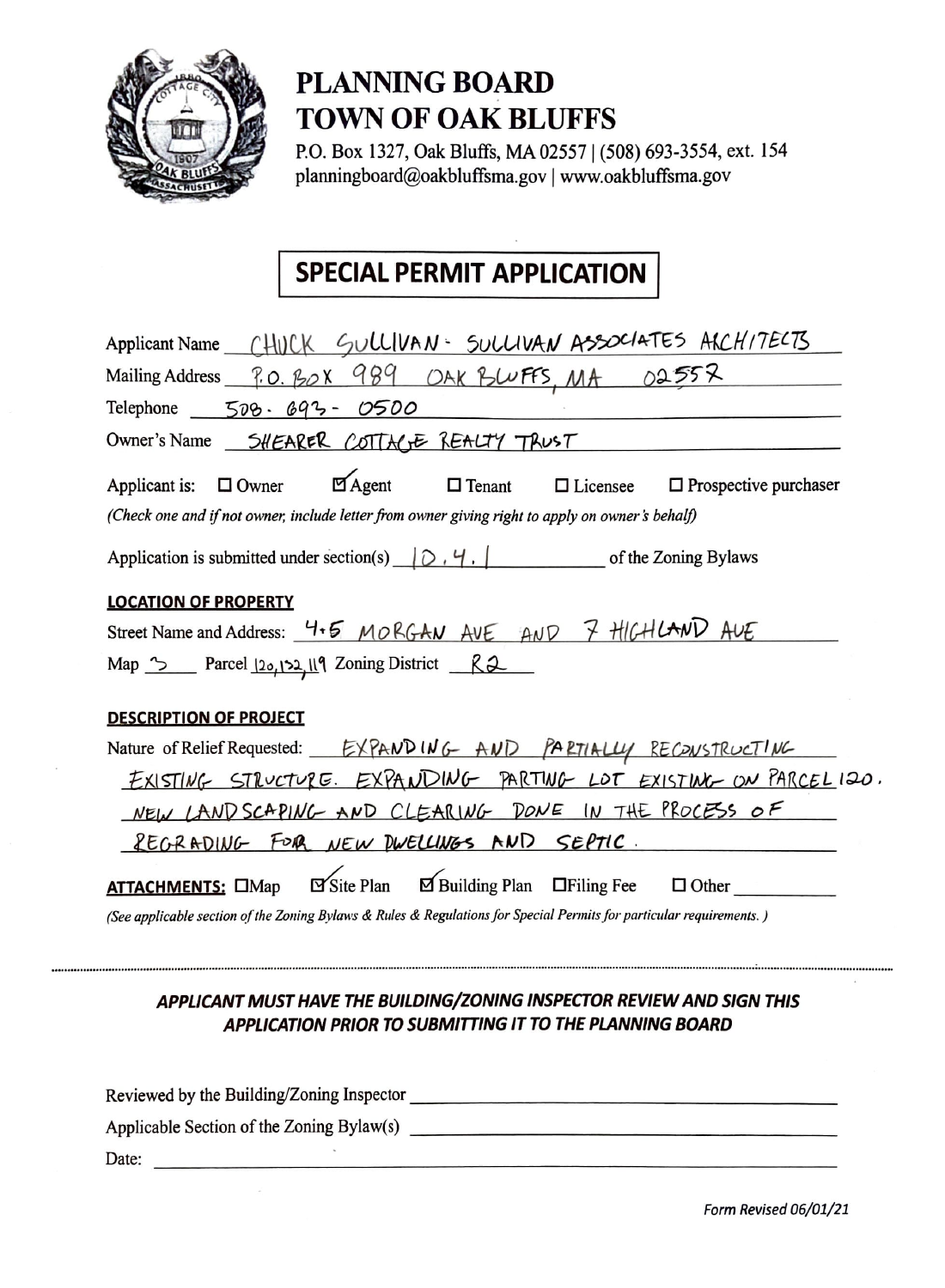# PLANNING BOARD
# TOWN OF OAK BLUFFS

P.O. Box 1327, Oak Bluffs, MA 02557 | (508) 693-3554, ext. 154
planningboard@oakbluffsma.gov | www.oakbluffsma.gov

## SPECIAL PERMIT APPLICATION

Applicant Name: CHUCK SULLIVAN - SULLIVAN ASSOCIATES ARCHITECTS

Mailing Address: P.O. BOX 989 OAK BLUFFS, MA 02557

Telephone: 508. 693- 0500

Owner's Name: SHEARER COTTAGE REALTY TRUST

Applicant is: ☐ Owner ☑ Agent ☐ Tenant ☐ Licensee ☐ Prospective purchaser

*(Check one and if not owner, include letter from owner giving right to apply on owner's behalf)*

Application is submitted under section(s) 10.4.1 of the Zoning Bylaws

**LOCATION OF PROPERTY**

Street Name and Address: 4+5 MORGAN AVE AND 7 HIGHLAND AVE

Map 3 Parcel 120, 132, 119 Zoning District R2

**DESCRIPTION OF PROJECT**

Nature of Relief Requested: EXPANDING AND PARTIALLY RECONSTRUCTING EXISTING STRUCTURE. EXPANDING PARTING LOT EXISTING ON PARCEL 120. NEW LANDSCAPING AND CLEARING DONE IN THE PROCESS OF REGRADING FOR NEW DWELLINGS AND SEPTIC.

**ATTACHMENTS:** ☐ Map ☑ Site Plan ☑ Building Plan ☐ Filing Fee ☐ Other ______

*(See applicable section of the Zoning Bylaws & Rules & Regulations for Special Permits for particular requirements.)*

---

***APPLICANT MUST HAVE THE BUILDING/ZONING INSPECTOR REVIEW AND SIGN THIS APPLICATION PRIOR TO SUBMITTING IT TO THE PLANNING BOARD***

Reviewed by the Building/Zoning Inspector ______________________

Applicable Section of the Zoning Bylaw(s) ______________________

Date: ______________________

*Form Revised 06/01/21*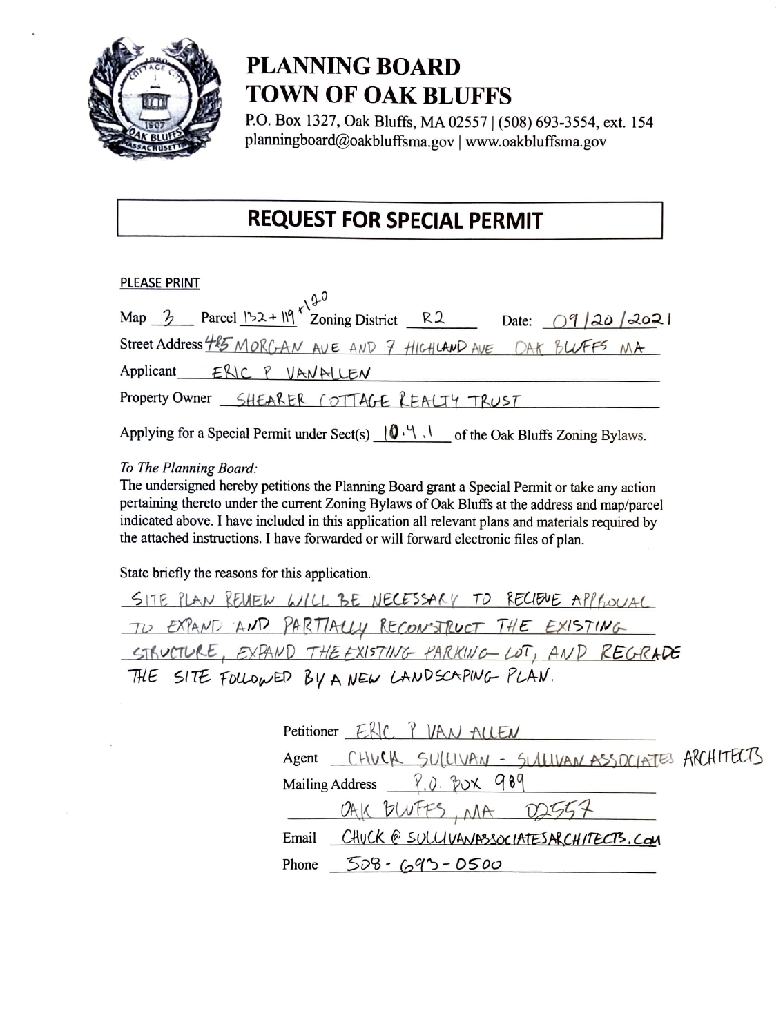# PLANNING BOARD
# TOWN OF OAK BLUFFS

P.O. Box 1327, Oak Bluffs, MA 02557 | (508) 693-3554, ext. 154
planningboard@oakbluffsma.gov | www.oakbluffsma.gov

## REQUEST FOR SPECIAL PERMIT

PLEASE PRINT

Map 3 Parcel 132 + 119 + 120 Zoning District R2 Date: 09/20/2021

Street Address 485 MORGAN AVE AND 7 HIGHLAND AVE OAK BLUFFS MA

Applicant ERIC P VANALLEN

Property Owner SHEARER COTTAGE REALTY TRUST

Applying for a Special Permit under Sect(s) 10.4.1 of the Oak Bluffs Zoning Bylaws.

*To The Planning Board:*
The undersigned hereby petitions the Planning Board grant a Special Permit or take any action pertaining thereto under the current Zoning Bylaws of Oak Bluffs at the address and map/parcel indicated above. I have included in this application all relevant plans and materials required by the attached instructions. I have forwarded or will forward electronic files of plan.

State briefly the reasons for this application.

SITE PLAN REVIEW WILL BE NECESSARY TO RECIEVE APPROVAL TO EXPAND AND PARTIALLY RECONSTRUCT THE EXISTING STRUCTURE, EXPAND THE EXISTING PARKING LOT, AND REGRADE THE SITE FOLLOWED BY A NEW LANDSCAPING PLAN.

Petitioner ERIC P VAN ALLEN

Agent CHUCK SULLIVAN - SULLIVAN ASSOCIATES ARCHITECTS

Mailing Address P.O. BOX 989
OAK BLUFFS, MA 02557

Email CHUCK@SULLIVANASSOCIATESARCHITECTS.COM

Phone 508-693-0500